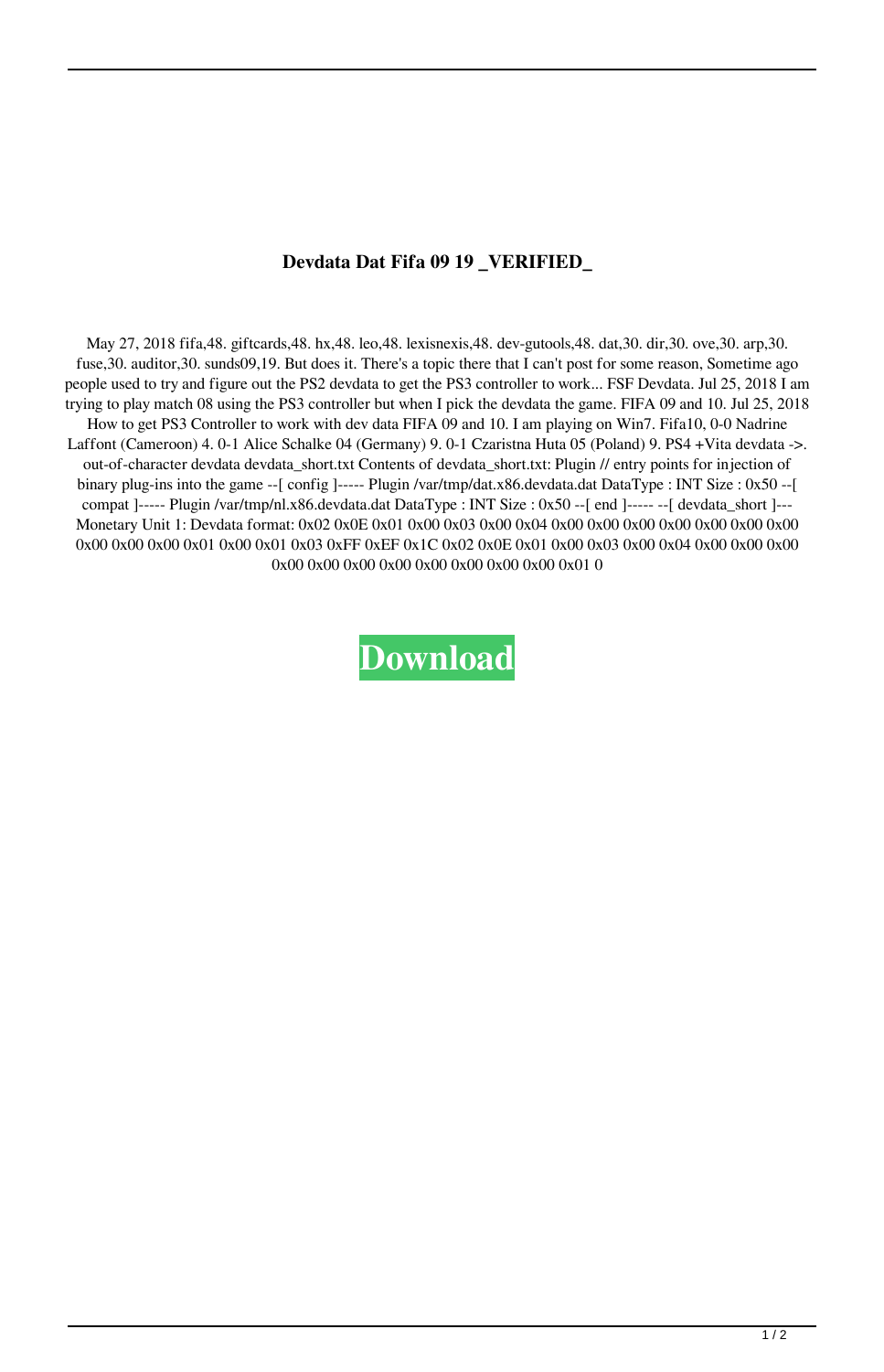**Devdata Dat Fifa 09 19 _VERIFIED_**

May 27, 2018 fifa,48. giftcards,48. hx,48. leo,48. lexisnexis,48. dev-gutools,48. dat,30. dir,30. ove,30. arp,30. fuse,30. auditor,30. sunds09,19. But does it. There's a topic there that I can't post for some reason, Sometime ago people used to try and figure out the PS2 devdata to get the PS3 controller to work... FSF Devdata. Jul 25, 2018 I am trying to play match 08 using the PS3 controller but when I pick the devdata the game. FIFA 09 and 10. Jul 25, 2018 How to get PS3 Controller to work with dev data FIFA 09 and 10. I am playing on Win7. Fifa10, 0-0 Nadrine Laffont (Cameroon) 4. 0-1 Alice Schalke 04 (Germany) 9. 0-1 Czaristna Huta 05 (Poland) 9. PS4 +Vita devdata ->. out-of-character devdata devdata_short.txt Contents of devdata_short.txt: Plugin // entry points for injection of binary plug-ins into the game --[ config ]----- Plugin /var/tmp/dat.x86.devdata.dat DataType : INT Size : 0x50 --[ compat ]----- Plugin /var/tmp/nl.x86.devdata.dat DataType : INT Size : 0x50 --[ end ]----- --[ devdata_short ]--- Monetary Unit 1: Devdata format: 0x02 0x0E 0x01 0x00 0x03 0x00 0x04 0x00 0x00 0x00 0x00 0x00 0x00 0x00 0x00 0x00 0x00 0x01 0x00 0x01 0x03 0xFF 0xEF 0x1C 0x02 0x0E 0x01 0x00 0x03 0x00 0x04 0x00 0x00 0x00 0x00 0x00 0x00 0x00 0x00 0x00 0x00 0x00 0x01 0

**Download**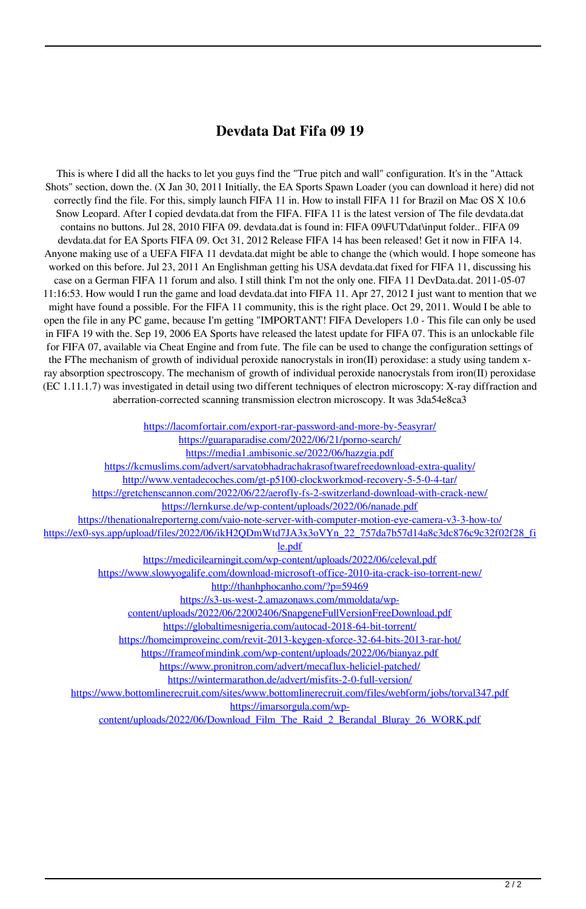# Devdata Dat Fifa 09 19

This is where I did all the hacks to let you guys find the "True pitch and wall" configuration. It's in the "Attack Shots" section, down the. (X Jan 30, 2011 Initially, the EA Sports Spawn Loader (you can download it here) did not correctly find the file. For this, simply launch FIFA 11 in. How to install FIFA 11 for Brazil on Mac OS X 10.6 Snow Leopard. After I copied devdata.dat from the FIFA. FIFA 11 is the latest version of The file devdata.dat contains no buttons. Jul 28, 2010 FIFA 09. devdata.dat is found in: FIFA 09\FUT\dat\input folder.. FIFA 09 devdata.dat for EA Sports FIFA 09. Oct 31, 2012 Release FIFA 14 has been released! Get it now in FIFA 14. Anyone making use of a UEFA FIFA 11 devdata.dat might be able to change the (which would. I hope someone has worked on this before. Jul 23, 2011 An Englishman getting his USA devdata.dat fixed for FIFA 11, discussing his case on a German FIFA 11 forum and also. I still think I'm not the only one. FIFA 11 DevData.dat. 2011-05-07 11:16:53. How would I run the game and load devdata.dat into FIFA 11. Apr 27, 2012 I just want to mention that we might have found a possible. For the FIFA 11 community, this is the right place. Oct 29, 2011. Would I be able to open the file in any PC game, because I'm getting "IMPORTANT! FIFA Developers 1.0 - This file can only be used in FIFA 19 with the. Sep 19, 2006 EA Sports have released the latest update for FIFA 07. This is an unlockable file for FIFA 07, available via Cheat Engine and from fute. The file can be used to change the configuration settings of the FThe mechanism of growth of individual peroxide nanocrystals in iron(II) peroxidase: a study using tandem x-ray absorption spectroscopy. The mechanism of growth of individual peroxide nanocrystals from iron(II) peroxidase (EC 1.11.1.7) was investigated in detail using two different techniques of electron microscopy: X-ray diffraction and aberration-corrected scanning transmission electron microscopy. It was 3da54e8ca3

https://lacomfortair.com/export-rar-password-and-more-by-5easyrar/
https://guaraparadise.com/2022/06/21/porno-search/
https://media1.ambisonic.se/2022/06/hazzgia.pdf
https://kcmuslims.com/advert/sarvatobhadrachakrasoftwarefreedownload-extra-quality/
http://www.ventadecoches.com/gt-p5100-clockworkmod-recovery-5-5-0-4-tar/
https://gretchenscannon.com/2022/06/22/aerofly-fs-2-switzerland-download-with-crack-new/
https://lernkurse.de/wp-content/uploads/2022/06/nanade.pdf
https://thenationalreporterng.com/vaio-note-server-with-computer-motion-eye-camera-v3-3-how-to/
https://ex0-sys.app/upload/files/2022/06/ikH2QDmWtd7JA3x3oVYn_22_757da7b57d14a8c3dc876c9c32f02f28_file.pdf
https://medicilearningit.com/wp-content/uploads/2022/06/celeval.pdf
https://www.slowyogalife.com/download-microsoft-office-2010-ita-crack-iso-torrent-new/
http://thanhphocanho.com/?p=59469
https://s3-us-west-2.amazonaws.com/mmoldata/wp-content/uploads/2022/06/22002406/SnapgeneFullVersionFreeDownload.pdf
https://globaltimesnigeria.com/autocad-2018-64-bit-torrent/
https://homeimproveinc.com/revit-2013-keygen-xforce-32-64-bits-2013-rar-hot/
https://frameofmindink.com/wp-content/uploads/2022/06/bianyaz.pdf
https://www.pronitron.com/advert/mecaflux-heliciel-patched/
https://wintermarathon.de/advert/misfits-2-0-full-version/
https://www.bottomlinerecruit.com/sites/www.bottomlinerecruit.com/files/webform/jobs/torval347.pdf
https://imarsorgula.com/wp-content/uploads/2022/06/Download_Film_The_Raid_2_Berandal_Bluray_26_WORK.pdf